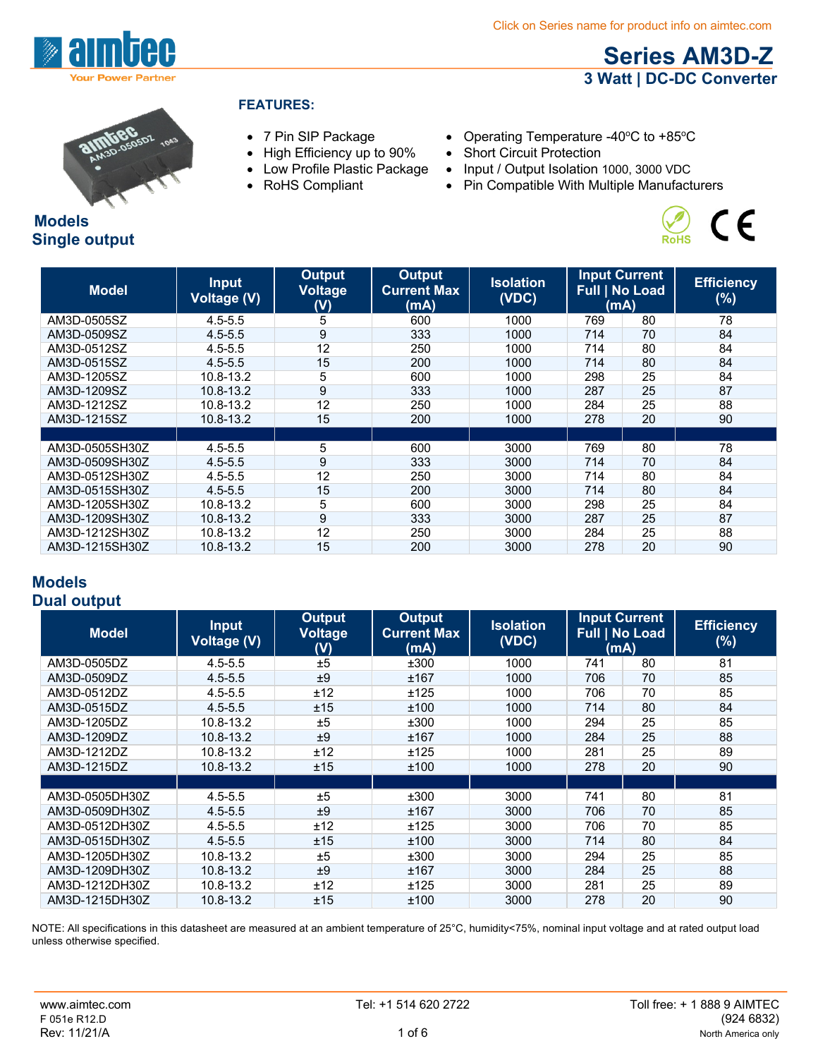Click on Series name for product info on aimtec.com

# Series AM3D-Z

## 3 Watt | DC-DC Converter

**FEATURES:**

- 7 Pin SIP Package
- High Efficiency up to 90%
- Low Profile Plastic Package
- RoHS Compliant
- Operating Temperature -40ºC to +85ºC
- Short Circuit Protection
- Input / Output Isolation 1000, 3000 VDC
- Pin Compatible With Multiple Manufacturers

## Models
## Single output

| Model | Input Voltage (V) | Output Voltage (V) | Output Current Max (mA) | Isolation (VDC) | Input Current Full \| No Load (mA) | | Efficiency (%) |
|---|---|---|---|---|---|---|---|
| AM3D-0505SZ | 4.5-5.5 | 5 | 600 | 1000 | 769 | 80 | 78 |
| AM3D-0509SZ | 4.5-5.5 | 9 | 333 | 1000 | 714 | 70 | 84 |
| AM3D-0512SZ | 4.5-5.5 | 12 | 250 | 1000 | 714 | 80 | 84 |
| AM3D-0515SZ | 4.5-5.5 | 15 | 200 | 1000 | 714 | 80 | 84 |
| AM3D-1205SZ | 10.8-13.2 | 5 | 600 | 1000 | 298 | 25 | 84 |
| AM3D-1209SZ | 10.8-13.2 | 9 | 333 | 1000 | 287 | 25 | 87 |
| AM3D-1212SZ | 10.8-13.2 | 12 | 250 | 1000 | 284 | 25 | 88 |
| AM3D-1215SZ | 10.8-13.2 | 15 | 200 | 1000 | 278 | 20 | 90 |
| | | | | | | | |
| AM3D-0505SH30Z | 4.5-5.5 | 5 | 600 | 3000 | 769 | 80 | 78 |
| AM3D-0509SH30Z | 4.5-5.5 | 9 | 333 | 3000 | 714 | 70 | 84 |
| AM3D-0512SH30Z | 4.5-5.5 | 12 | 250 | 3000 | 714 | 80 | 84 |
| AM3D-0515SH30Z | 4.5-5.5 | 15 | 200 | 3000 | 714 | 80 | 84 |
| AM3D-1205SH30Z | 10.8-13.2 | 5 | 600 | 3000 | 298 | 25 | 84 |
| AM3D-1209SH30Z | 10.8-13.2 | 9 | 333 | 3000 | 287 | 25 | 87 |
| AM3D-1212SH30Z | 10.8-13.2 | 12 | 250 | 3000 | 284 | 25 | 88 |
| AM3D-1215SH30Z | 10.8-13.2 | 15 | 200 | 3000 | 278 | 20 | 90 |

## Models
## Dual output

| Model | Input Voltage (V) | Output Voltage (V) | Output Current Max (mA) | Isolation (VDC) | Input Current Full \| No Load (mA) | | Efficiency (%) |
|---|---|---|---|---|---|---|---|
| AM3D-0505DZ | 4.5-5.5 | ±5 | ±300 | 1000 | 741 | 80 | 81 |
| AM3D-0509DZ | 4.5-5.5 | ±9 | ±167 | 1000 | 706 | 70 | 85 |
| AM3D-0512DZ | 4.5-5.5 | ±12 | ±125 | 1000 | 706 | 70 | 85 |
| AM3D-0515DZ | 4.5-5.5 | ±15 | ±100 | 1000 | 714 | 80 | 84 |
| AM3D-1205DZ | 10.8-13.2 | ±5 | ±300 | 1000 | 294 | 25 | 85 |
| AM3D-1209DZ | 10.8-13.2 | ±9 | ±167 | 1000 | 284 | 25 | 88 |
| AM3D-1212DZ | 10.8-13.2 | ±12 | ±125 | 1000 | 281 | 25 | 89 |
| AM3D-1215DZ | 10.8-13.2 | ±15 | ±100 | 1000 | 278 | 20 | 90 |
| | | | | | | | |
| AM3D-0505DH30Z | 4.5-5.5 | ±5 | ±300 | 3000 | 741 | 80 | 81 |
| AM3D-0509DH30Z | 4.5-5.5 | ±9 | ±167 | 3000 | 706 | 70 | 85 |
| AM3D-0512DH30Z | 4.5-5.5 | ±12 | ±125 | 3000 | 706 | 70 | 85 |
| AM3D-0515DH30Z | 4.5-5.5 | ±15 | ±100 | 3000 | 714 | 80 | 84 |
| AM3D-1205DH30Z | 10.8-13.2 | ±5 | ±300 | 3000 | 294 | 25 | 85 |
| AM3D-1209DH30Z | 10.8-13.2 | ±9 | ±167 | 3000 | 284 | 25 | 88 |
| AM3D-1212DH30Z | 10.8-13.2 | ±12 | ±125 | 3000 | 281 | 25 | 89 |
| AM3D-1215DH30Z | 10.8-13.2 | ±15 | ±100 | 3000 | 278 | 20 | 90 |

NOTE: All specifications in this datasheet are measured at an ambient temperature of 25°C, humidity<75%, nominal input voltage and at rated output load unless otherwise specified.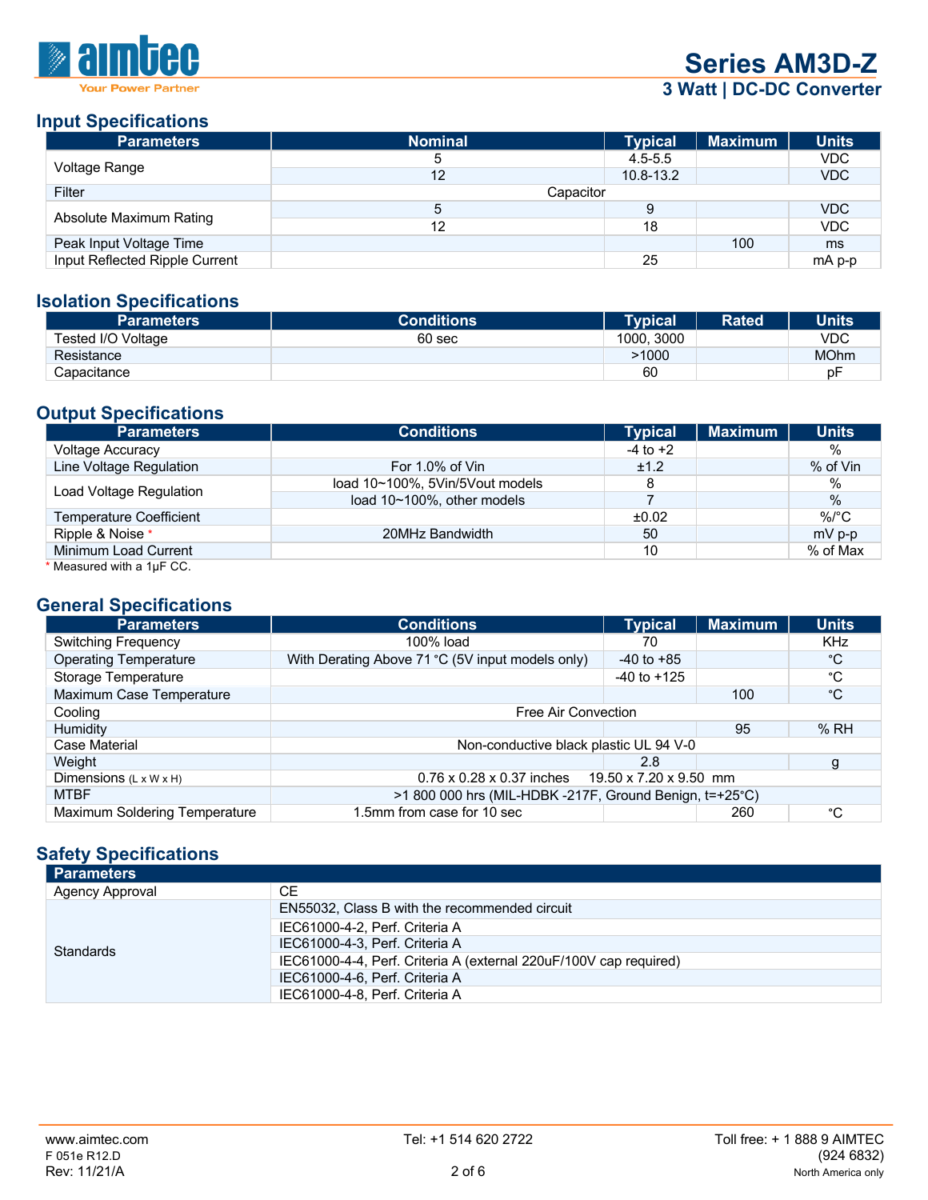## Input Specifications

| Parameters | Nominal | Typical | Maximum | Units |
|---|---|---|---|---|
| Voltage Range | 5 | 4.5-5.5 | | VDC |
| | 12 | 10.8-13.2 | | VDC |
| Filter | Capacitor | | | |
| Absolute Maximum Rating | 5 | 9 | | VDC |
| | 12 | 18 | | VDC |
| Peak Input Voltage Time | | | 100 | ms |
| Input Reflected Ripple Current | | 25 | | mA p-p |

## Isolation Specifications

| Parameters | Conditions | Typical | Rated | Units |
|---|---|---|---|---|
| Tested I/O Voltage | 60 sec | 1000, 3000 | | VDC |
| Resistance | | >1000 | | MOhm |
| Capacitance | | 60 | | pF |

## Output Specifications

| Parameters | Conditions | Typical | Maximum | Units |
|---|---|---|---|---|
| Voltage Accuracy | | -4 to +2 | | % |
| Line Voltage Regulation | For 1.0% of Vin | ±1.2 | | % of Vin |
| Load Voltage Regulation | load 10~100%, 5Vin/5Vout models | 8 | | % |
| | load 10~100%, other models | 7 | | % |
| Temperature Coefficient | | ±0.02 | | %/°C |
| Ripple & Noise * | 20MHz Bandwidth | 50 | | mV p-p |
| Minimum Load Current | | 10 | | % of Max |

* Measured with a 1μF CC.

## General Specifications

| Parameters | Conditions | Typical | Maximum | Units |
|---|---|---|---|---|
| Switching Frequency | 100% load | 70 | | KHz |
| Operating Temperature | With Derating Above 71 °C (5V input models only) | -40 to +85 | | °C |
| Storage Temperature | | -40 to +125 | | °C |
| Maximum Case Temperature | | | 100 | °C |
| Cooling | Free Air Convection | | | |
| Humidity | | | 95 | % RH |
| Case Material | Non-conductive black plastic UL 94 V-0 | | | |
| Weight | | 2.8 | | g |
| Dimensions (L x W x H) | 0.76 x 0.28 x 0.37 inches 19.50 x 7.20 x 9.50 mm | | | |
| MTBF | >1 800 000 hrs (MIL-HDBK -217F, Ground Benign, t=+25°C) | | | |
| Maximum Soldering Temperature | 1.5mm from case for 10 sec | | 260 | °C |

## Safety Specifications

| Parameters | |
|---|---|
| Agency Approval | CE |
| Standards | EN55032, Class B with the recommended circuit |
| | IEC61000-4-2, Perf. Criteria A |
| | IEC61000-4-3, Perf. Criteria A |
| | IEC61000-4-4, Perf. Criteria A (external 220uF/100V cap required) |
| | IEC61000-4-6, Perf. Criteria A |
| | IEC61000-4-8, Perf. Criteria A |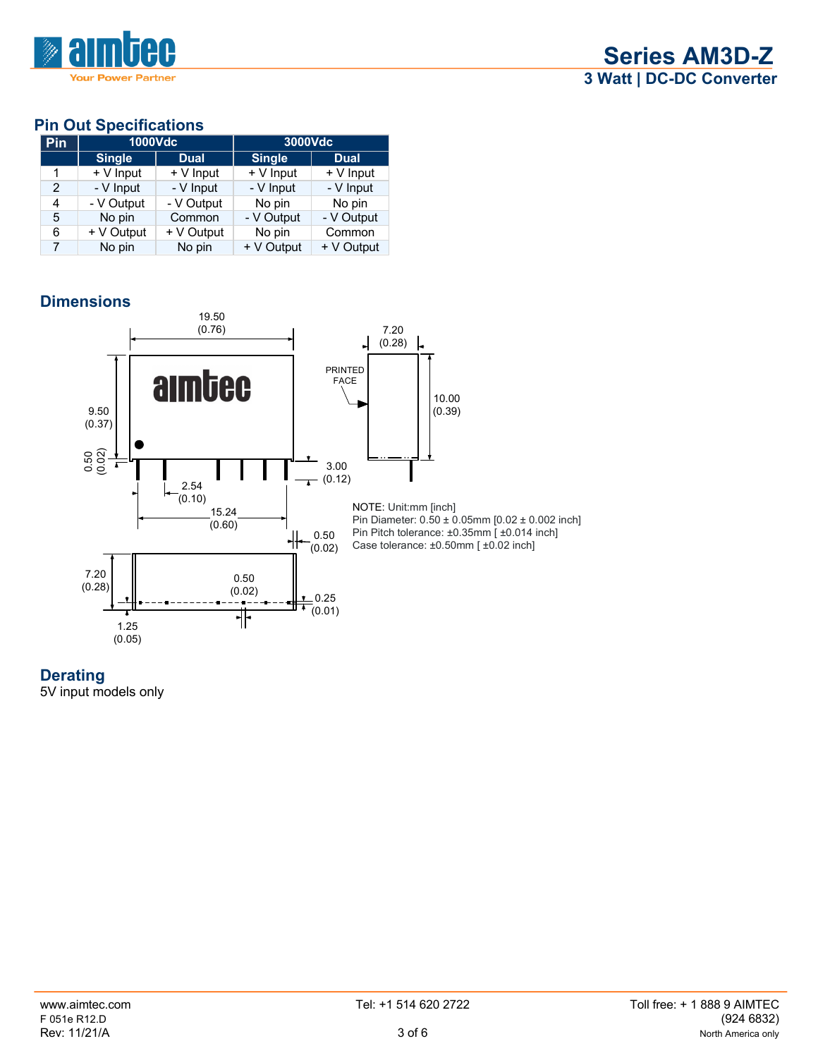## Pin Out Specifications

| Pin | 1000Vdc | | 3000Vdc | |
|---|---|---|---|---|
| | Single | Dual | Single | Dual |
| 1 | + V Input | + V Input | + V Input | + V Input |
| 2 | - V Input | - V Input | - V Input | - V Input |
| 4 | - V Output | - V Output | No pin | No pin |
| 5 | No pin | Common | - V Output | - V Output |
| 6 | + V Output | + V Output | No pin | Common |
| 7 | No pin | No pin | + V Output | + V Output |

## Dimensions

19.50 (0.76)

7.20 (0.28)

PRINTED FACE

9.50 (0.37)

10.00 (0.39)

0.50 (0.02)

3.00 (0.12)

2.54 (0.10)

15.24 (0.60)

0.50 (0.02)

7.20 (0.28)

0.50 (0.02)

0.25 (0.01)

1.25 (0.05)

NOTE: Unit:mm [inch]
Pin Diameter: 0.50 ± 0.05mm [0.02 ± 0.002 inch]
Pin Pitch tolerance: ±0.35mm [ ±0.014 inch]
Case tolerance: ±0.50mm [ ±0.02 inch]

## Derating

5V input models only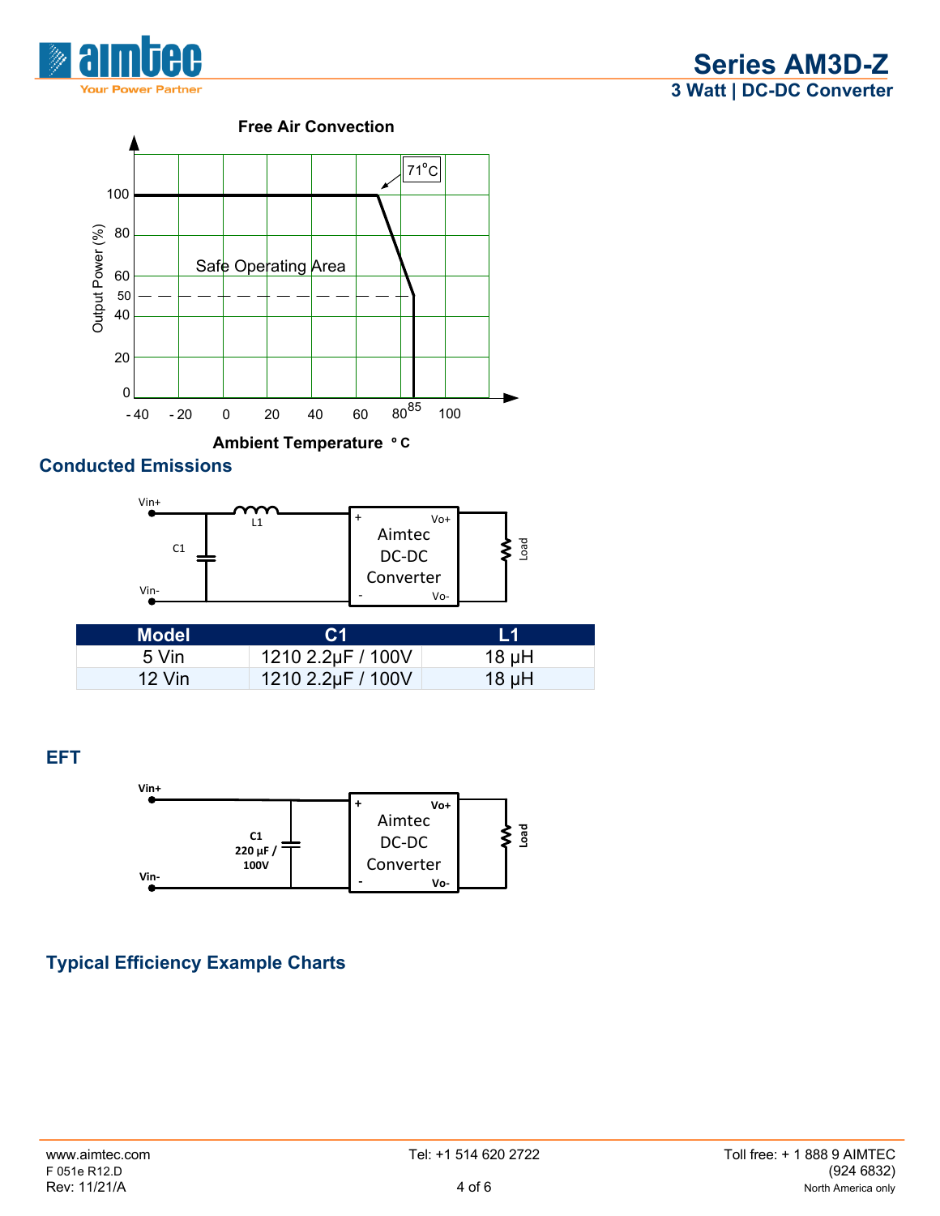Free Air Convection

Output Power (%)

Ambient Temperature °C

71°C

Safe Operating Area

## Conducted Emissions

| Model | C1 | L1 |
|---|---|---|
| 5 Vin | 1210 2.2µF / 100V | 18 µH |
| 12 Vin | 1210 2.2µF / 100V | 18 µH |

## EFT

C1 220 µF / 100V

## Typical Efficiency Example Charts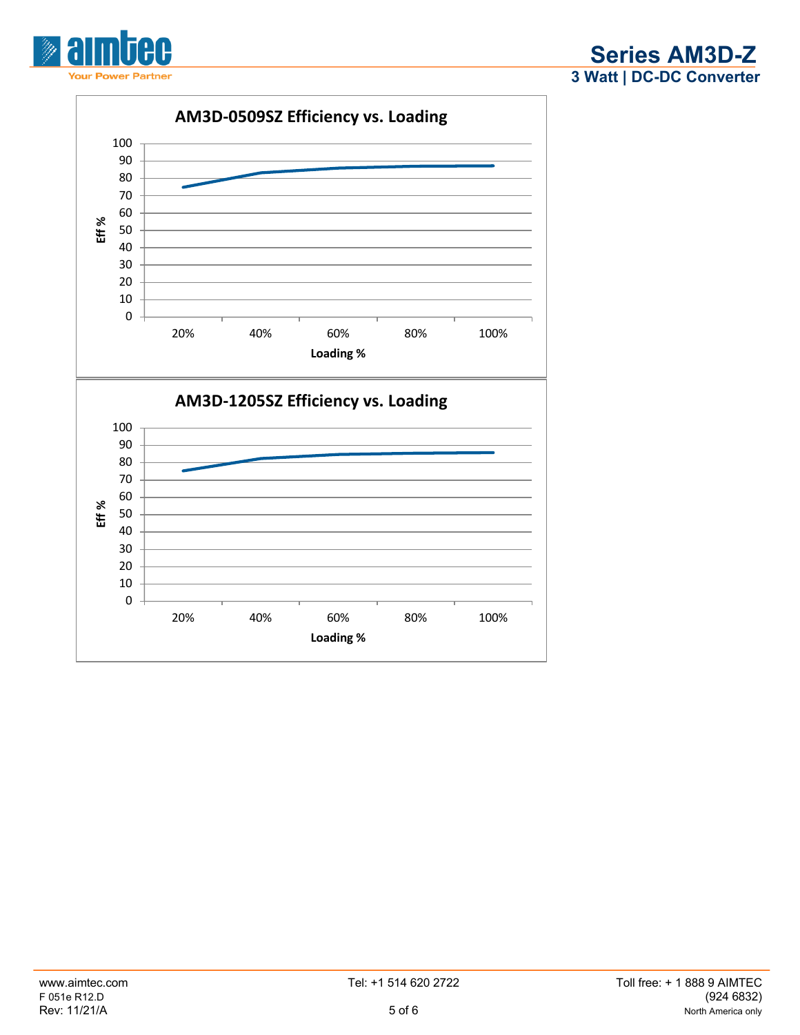**AM3D-0509SZ Efficiency vs. Loading**

Eff % (0–100) vs. Loading % (20%, 40%, 60%, 80%, 100%)

**AM3D-1205SZ Efficiency vs. Loading**

Eff % (0–100) vs. Loading % (20%, 40%, 60%, 80%, 100%)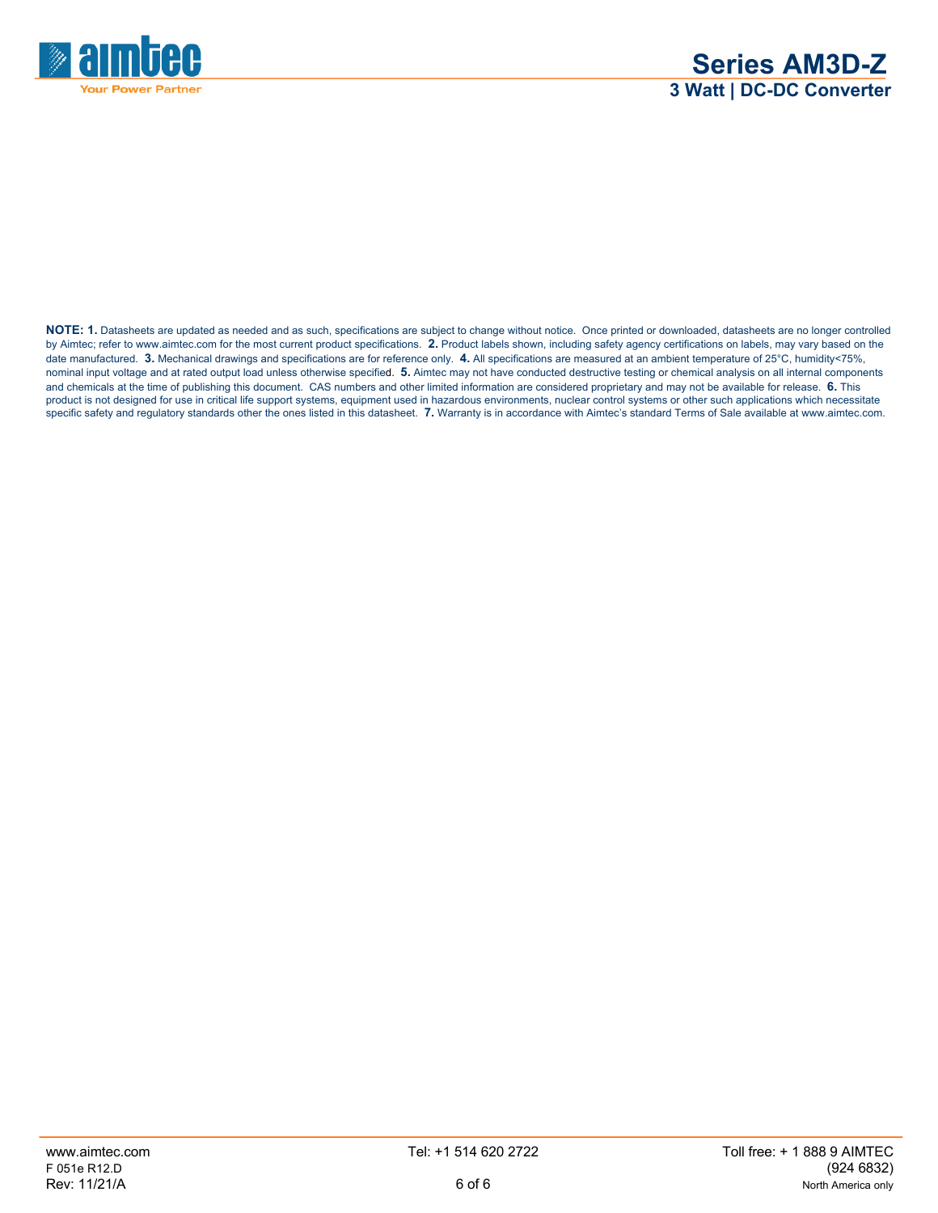**NOTE: 1.** Datasheets are updated as needed and as such, specifications are subject to change without notice. Once printed or downloaded, datasheets are no longer controlled by Aimtec; refer to www.aimtec.com for the most current product specifications. **2.** Product labels shown, including safety agency certifications on labels, may vary based on the date manufactured. **3.** Mechanical drawings and specifications are for reference only. **4.** All specifications are measured at an ambient temperature of 25°C, humidity<75%, nominal input voltage and at rated output load unless otherwise specified. **5.** Aimtec may not have conducted destructive testing or chemical analysis on all internal components and chemicals at the time of publishing this document. CAS numbers and other limited information are considered proprietary and may not be available for release. **6.** This product is not designed for use in critical life support systems, equipment used in hazardous environments, nuclear control systems or other such applications which necessitate specific safety and regulatory standards other the ones listed in this datasheet. **7.** Warranty is in accordance with Aimtec's standard Terms of Sale available at www.aimtec.com.